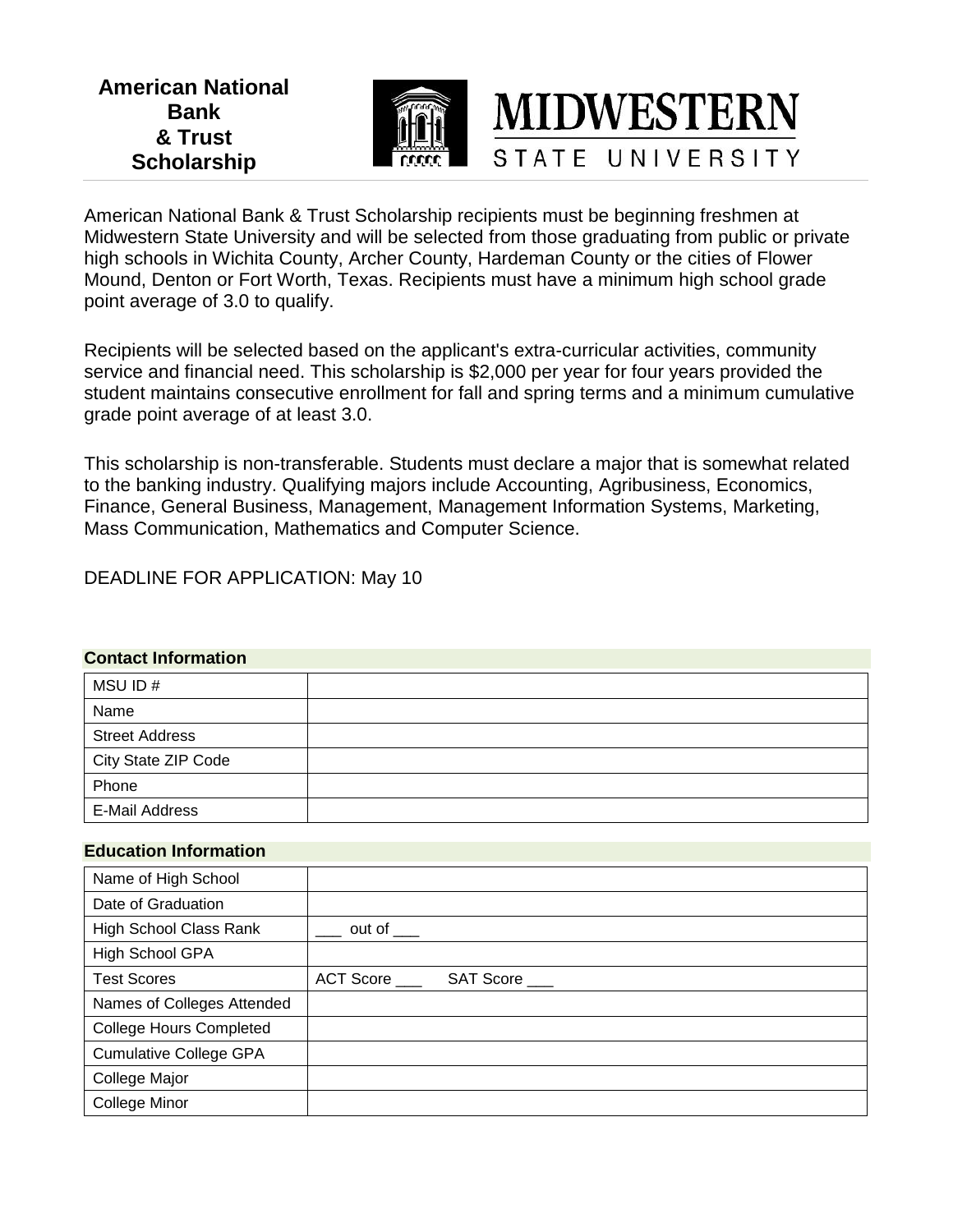# American National Bank & Trust Scholarship

MIDWESTERN STATE UNIVERSITY

American National Bank & Trust Scholarship recipients must be beginning freshmen at Midwestern State University and will be selected from those graduating from public or private high schools in Wichita County, Archer County, Hardeman County or the cities of Flower Mound, Denton or Fort Worth, Texas. Recipients must have a minimum high school grade point average of 3.0 to qualify.

Recipients will be selected based on the applicant's extra-curricular activities, community service and financial need. This scholarship is $2,000 per year for four years provided the student maintains consecutive enrollment for fall and spring terms and a minimum cumulative grade point average of at least 3.0.

This scholarship is non-transferable. Students must declare a major that is somewhat related to the banking industry. Qualifying majors include Accounting, Agribusiness, Economics, Finance, General Business, Management, Management Information Systems, Marketing, Mass Communication, Mathematics and Computer Science.

DEADLINE FOR APPLICATION: May 10

### Contact Information

| | |
|---|---|
| MSU ID # | |
| Name | |
| Street Address | |
| City State ZIP Code | |
| Phone | |
| E-Mail Address | |

### Education Information

| | |
|---|---|
| Name of High School | |
| Date of Graduation | |
| High School Class Rank | ___ out of ___ |
| High School GPA | |
| Test Scores | ACT Score ___ SAT Score ___ |
| Names of Colleges Attended | |
| College Hours Completed | |
| Cumulative College GPA | |
| College Major | |
| College Minor | |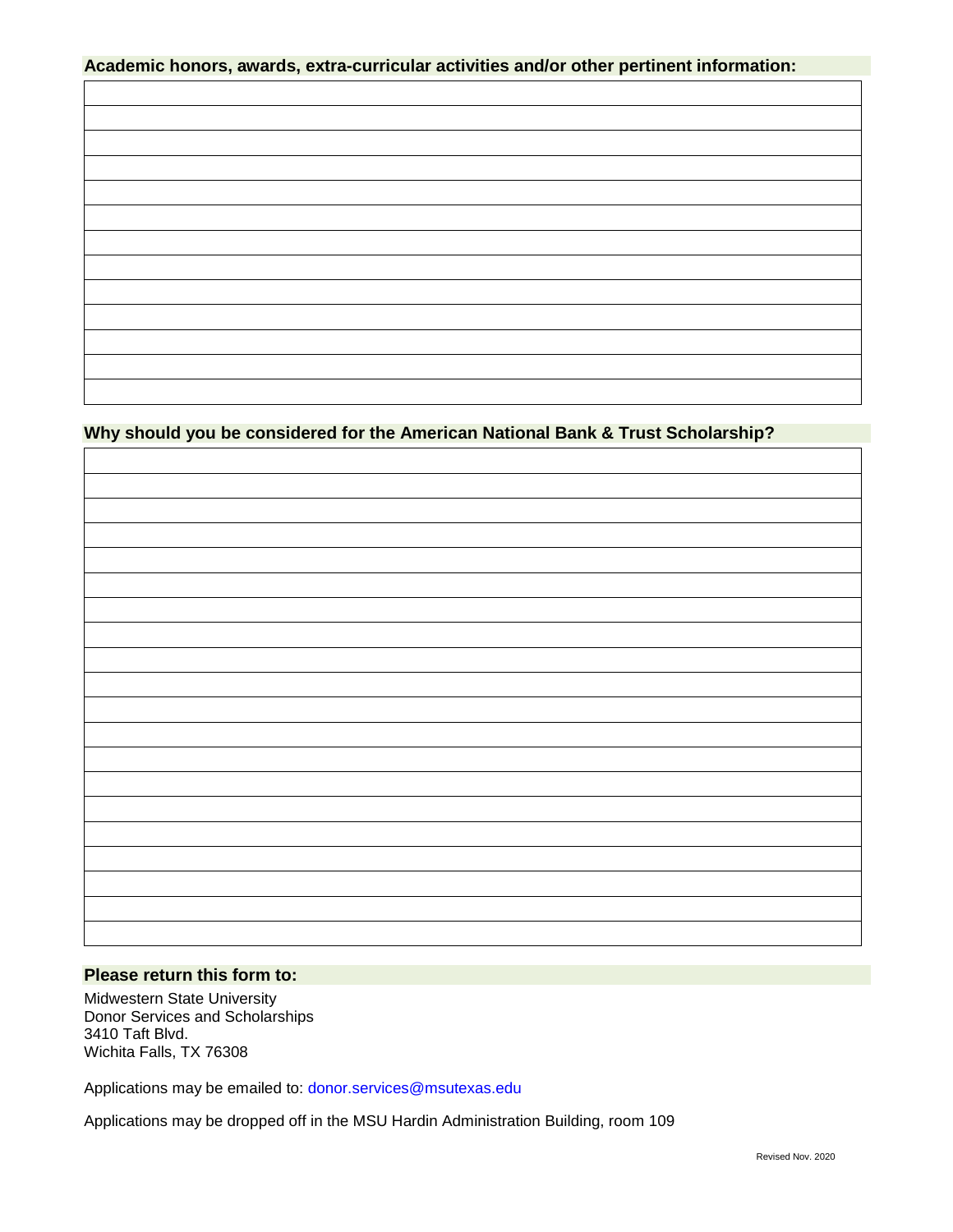**Academic honors, awards, extra-curricular activities and/or other pertinent information:**

| |
|---|
| |
| |
| |
| |
| |
| |
| |
| |
| |
| |
| |
| |
| |

**Why should you be considered for the American National Bank & Trust Scholarship?**

| |
|---|
| |
| |
| |
| |
| |
| |
| |
| |
| |
| |
| |
| |
| |
| |
| |
| |
| |
| |
| |
| |

**Please return this form to:**

Midwestern State University
Donor Services and Scholarships
3410 Taft Blvd.
Wichita Falls, TX 76308

Applications may be emailed to: donor.services@msutexas.edu

Applications may be dropped off in the MSU Hardin Administration Building, room 109

Revised Nov. 2020